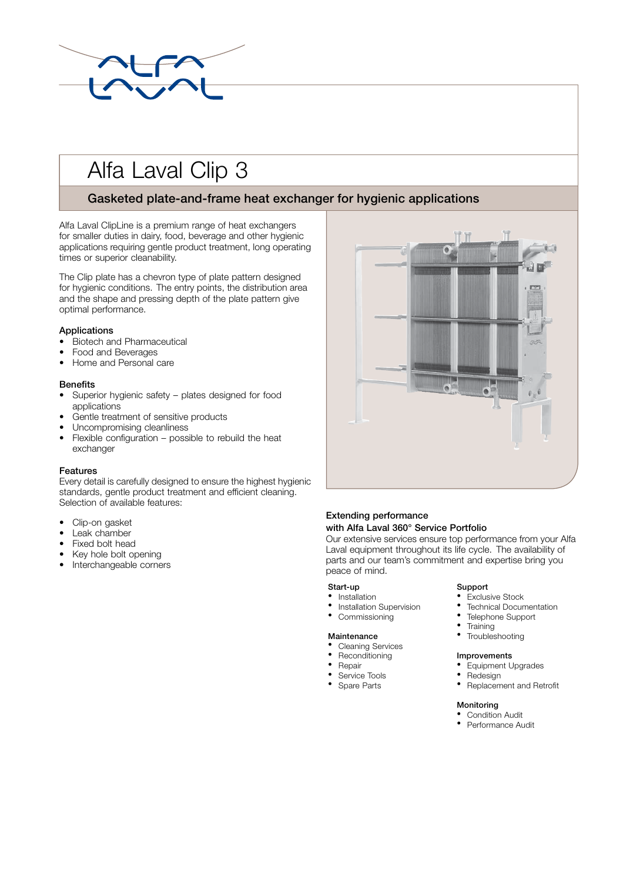# Alfa Laval Clip 3

## Gasketed plate-and-frame heat exchanger for hygienic applications

Alfa Laval ClipLine is a premium range of heat exchangers for smaller duties in dairy, food, beverage and other hygienic applications requiring gentle product treatment, long operating times or superior cleanability.

The Clip plate has a chevron type of plate pattern designed for hygienic conditions. The entry points, the distribution area and the shape and pressing depth of the plate pattern give optimal performance.

### Applications

- Biotech and Pharmaceutical
- Food and Beverages
- Home and Personal care

### Benefits

- Superior hygienic safety – plates designed for food applications
- Gentle treatment of sensitive products
- Uncompromising cleanliness
- Flexible configuration – possible to rebuild the heat exchanger

### Features

Every detail is carefully designed to ensure the highest hygienic standards, gentle product treatment and efficient cleaning. Selection of available features:

- Clip-on gasket
- Leak chamber
- Fixed bolt head
- Key hole bolt opening
- Interchangeable corners

### Extending performance with Alfa Laval 360° Service Portfolio

Our extensive services ensure top performance from your Alfa Laval equipment throughout its life cycle. The availability of parts and our team's commitment and expertise bring you peace of mind.

**Start-up**
- Installation
- Installation Supervision
- Commissioning

**Maintenance**
- Cleaning Services
- Reconditioning
- Repair
- Service Tools
- Spare Parts

**Support**
- Exclusive Stock
- Technical Documentation
- Telephone Support
- Training
- Troubleshooting

**Improvements**
- Equipment Upgrades
- Redesign
- Replacement and Retrofit

**Monitoring**
- Condition Audit
- Performance Audit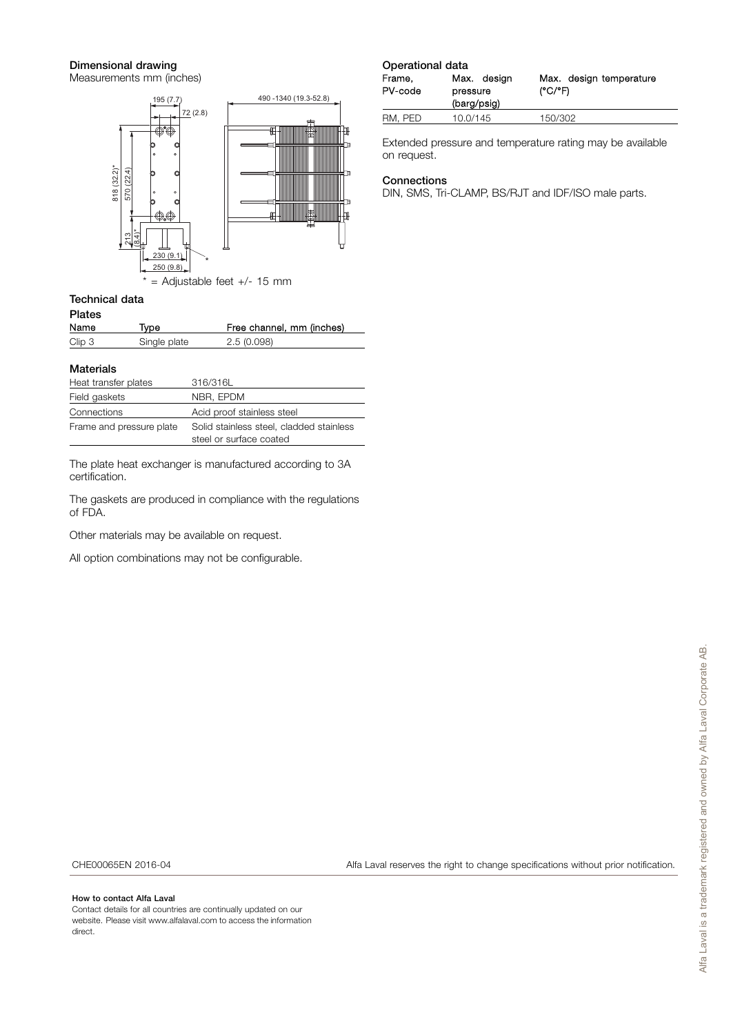## Dimensional drawing

Measurements mm (inches)

195 (7.7)
72 (2.8)
490 -1340 (19.3-52.8)
818 (32.2)*
570 (22.4)
213 (8.4)*
230 (9.1)
250 (9.8)

\* = Adjustable feet +/- 15 mm

## Technical data

### Plates

| Name | Type | Free channel, mm (inches) |
| --- | --- | --- |
| Clip 3 | Single plate | 2.5 (0.098) |

### Materials

| | |
| --- | --- |
| Heat transfer plates | 316/316L |
| Field gaskets | NBR, EPDM |
| Connections | Acid proof stainless steel |
| Frame and pressure plate | Solid stainless steel, cladded stainless steel or surface coated |

The plate heat exchanger is manufactured according to 3A certification.

The gaskets are produced in compliance with the regulations of FDA.

Other materials may be available on request.

All option combinations may not be configurable.

## Operational data

| Frame, PV-code | Max. design pressure (barg/psig) | Max. design temperature (°C/°F) |
| --- | --- | --- |
| RM, PED | 10.0/145 | 150/302 |

Extended pressure and temperature rating may be available on request.

### Connections

DIN, SMS, Tri-CLAMP, BS/RJT and IDF/ISO male parts.

CHE00065EN 2016-04

Alfa Laval reserves the right to change specifications without prior notification.

**How to contact Alfa Laval**

Contact details for all countries are continually updated on our website. Please visit www.alfalaval.com to access the information direct.

Alfa Laval is a trademark registered and owned by Alfa Laval Corporate AB.